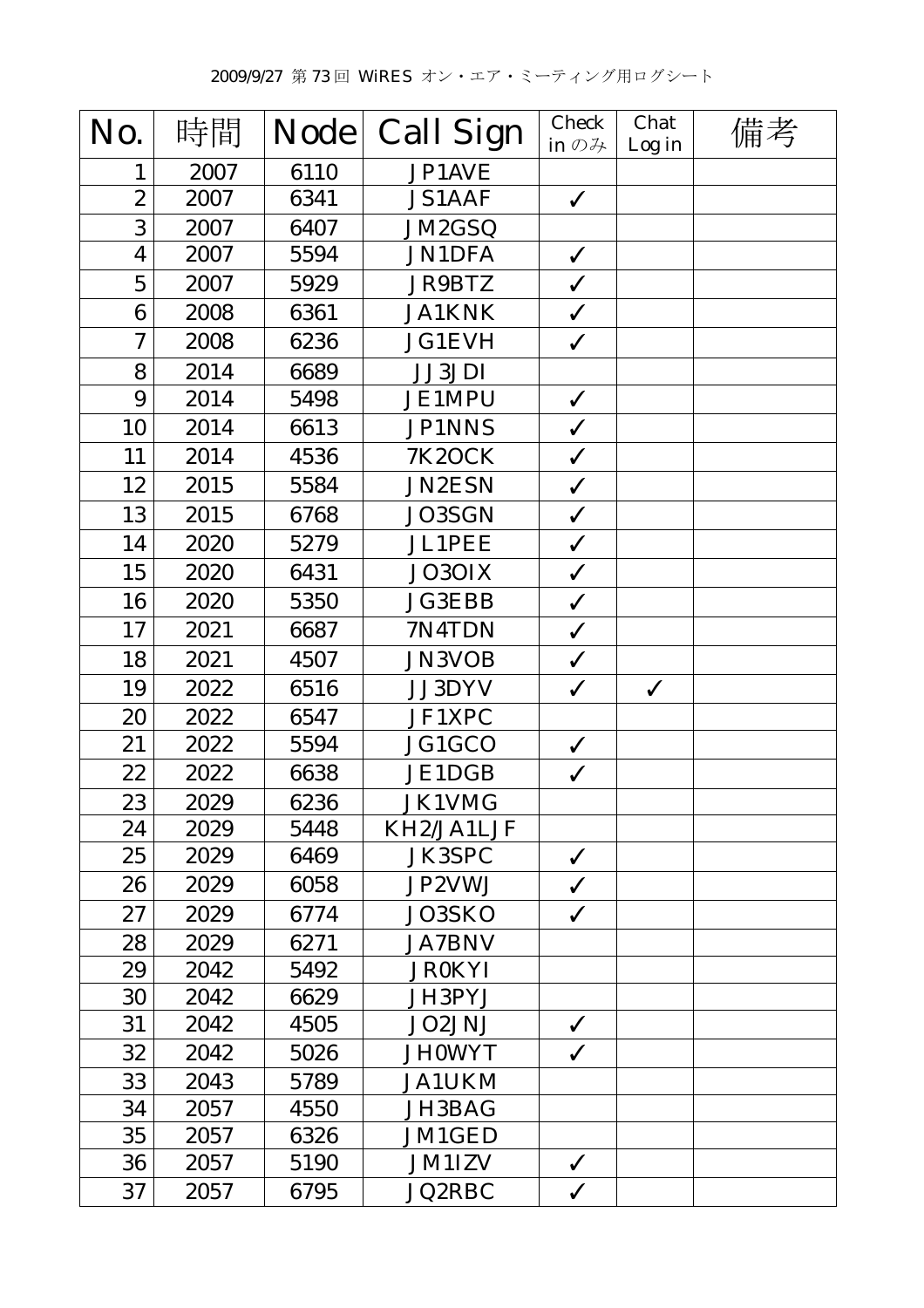2009/9/27 第73回 WiRES オン・エア・ミーティング用ログシート

| No. | 時間 | Node | Call Sign | Check in のみ | Chat Log in | 備考 |
|---|---|---|---|---|---|---|
| 1 | 2007 | 6110 | JP1AVE | | | |
| 2 | 2007 | 6341 | JS1AAF | ✓ | | |
| 3 | 2007 | 6407 | JM2GSQ | | | |
| 4 | 2007 | 5594 | JN1DFA | ✓ | | |
| 5 | 2007 | 5929 | JR9BTZ | ✓ | | |
| 6 | 2008 | 6361 | JA1KNK | ✓ | | |
| 7 | 2008 | 6236 | JG1EVH | ✓ | | |
| 8 | 2014 | 6689 | JJ3JDI | | | |
| 9 | 2014 | 5498 | JE1MPU | ✓ | | |
| 10 | 2014 | 6613 | JP1NNS | ✓ | | |
| 11 | 2014 | 4536 | 7K2OCK | ✓ | | |
| 12 | 2015 | 5584 | JN2ESN | ✓ | | |
| 13 | 2015 | 6768 | JO3SGN | ✓ | | |
| 14 | 2020 | 5279 | JL1PEE | ✓ | | |
| 15 | 2020 | 6431 | JO3OIX | ✓ | | |
| 16 | 2020 | 5350 | JG3EBB | ✓ | | |
| 17 | 2021 | 6687 | 7N4TDN | ✓ | | |
| 18 | 2021 | 4507 | JN3VOB | ✓ | | |
| 19 | 2022 | 6516 | JJ3DYV | ✓ | ✓ | |
| 20 | 2022 | 6547 | JF1XPC | | | |
| 21 | 2022 | 5594 | JG1GCO | ✓ | | |
| 22 | 2022 | 6638 | JE1DGB | ✓ | | |
| 23 | 2029 | 6236 | JK1VMG | | | |
| 24 | 2029 | 5448 | KH2/JA1LJF | | | |
| 25 | 2029 | 6469 | JK3SPC | ✓ | | |
| 26 | 2029 | 6058 | JP2VWJ | ✓ | | |
| 27 | 2029 | 6774 | JO3SKO | ✓ | | |
| 28 | 2029 | 6271 | JA7BNV | | | |
| 29 | 2042 | 5492 | JR0KYI | | | |
| 30 | 2042 | 6629 | JH3PYJ | | | |
| 31 | 2042 | 4505 | JO2JNJ | ✓ | | |
| 32 | 2042 | 5026 | JH0WYT | ✓ | | |
| 33 | 2043 | 5789 | JA1UKM | | | |
| 34 | 2057 | 4550 | JH3BAG | | | |
| 35 | 2057 | 6326 | JM1GED | | | |
| 36 | 2057 | 5190 | JM1IZV | ✓ | | |
| 37 | 2057 | 6795 | JQ2RBC | ✓ | | |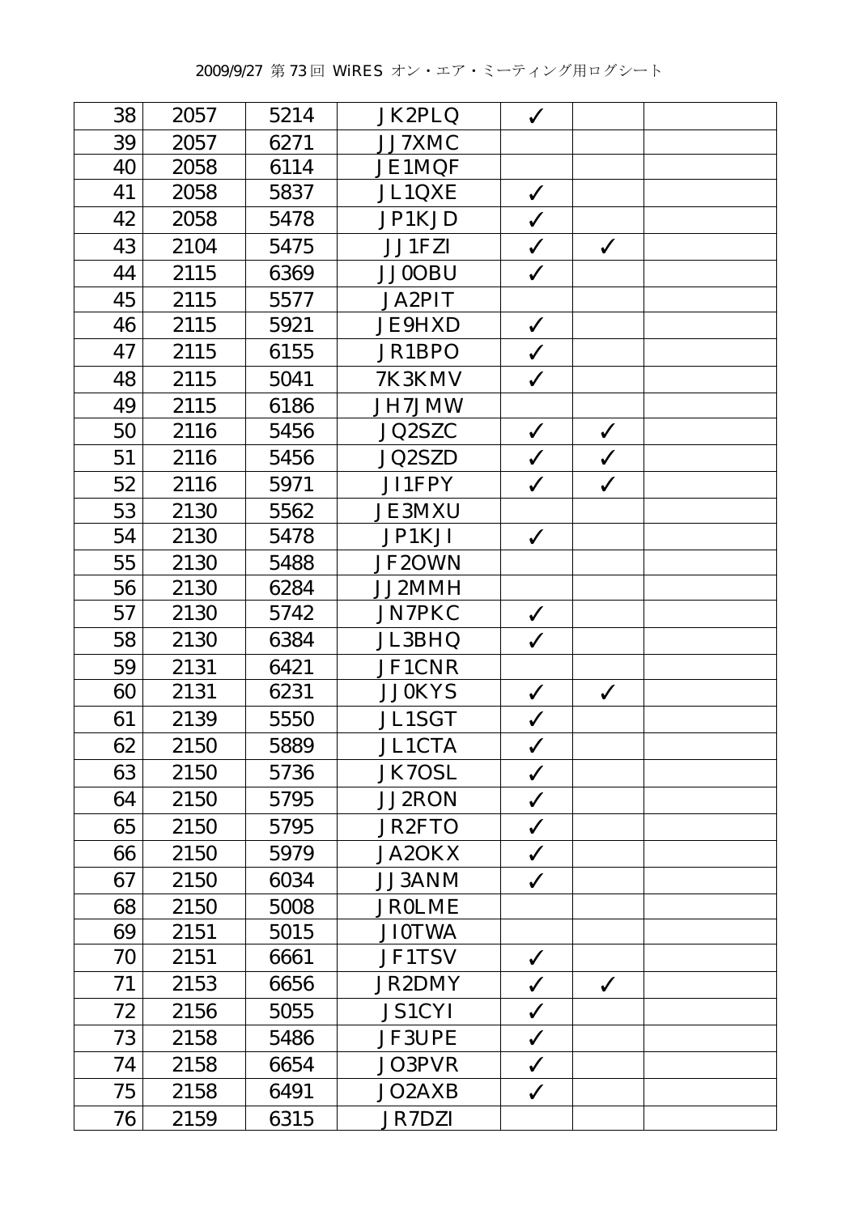2009/9/27 第73回 WiRES オン・エア・ミーティング用ログシート

| | | | | | | |
|---|---|---|---|---|---|---|
| 38 | 2057 | 5214 | JK2PLQ | ✓ | | |
| 39 | 2057 | 6271 | JJ7XMC | | | |
| 40 | 2058 | 6114 | JE1MQF | | | |
| 41 | 2058 | 5837 | JL1QXE | ✓ | | |
| 42 | 2058 | 5478 | JP1KJD | ✓ | | |
| 43 | 2104 | 5475 | JJ1FZI | ✓ | ✓ | |
| 44 | 2115 | 6369 | JJ0OBU | ✓ | | |
| 45 | 2115 | 5577 | JA2PIT | | | |
| 46 | 2115 | 5921 | JE9HXD | ✓ | | |
| 47 | 2115 | 6155 | JR1BPO | ✓ | | |
| 48 | 2115 | 5041 | 7K3KMV | ✓ | | |
| 49 | 2115 | 6186 | JH7JMW | | | |
| 50 | 2116 | 5456 | JQ2SZC | ✓ | ✓ | |
| 51 | 2116 | 5456 | JQ2SZD | ✓ | ✓ | |
| 52 | 2116 | 5971 | JI1FPY | ✓ | ✓ | |
| 53 | 2130 | 5562 | JE3MXU | | | |
| 54 | 2130 | 5478 | JP1KJI | ✓ | | |
| 55 | 2130 | 5488 | JF2OWN | | | |
| 56 | 2130 | 6284 | JJ2MMH | | | |
| 57 | 2130 | 5742 | JN7PKC | ✓ | | |
| 58 | 2130 | 6384 | JL3BHQ | ✓ | | |
| 59 | 2131 | 6421 | JF1CNR | | | |
| 60 | 2131 | 6231 | JJ0KYS | ✓ | ✓ | |
| 61 | 2139 | 5550 | JL1SGT | ✓ | | |
| 62 | 2150 | 5889 | JL1CTA | ✓ | | |
| 63 | 2150 | 5736 | JK7OSL | ✓ | | |
| 64 | 2150 | 5795 | JJ2RON | ✓ | | |
| 65 | 2150 | 5795 | JR2FTO | ✓ | | |
| 66 | 2150 | 5979 | JA2OKX | ✓ | | |
| 67 | 2150 | 6034 | JJ3ANM | ✓ | | |
| 68 | 2150 | 5008 | JR0LME | | | |
| 69 | 2151 | 5015 | JI0TWA | | | |
| 70 | 2151 | 6661 | JF1TSV | ✓ | | |
| 71 | 2153 | 6656 | JR2DMY | ✓ | ✓ | |
| 72 | 2156 | 5055 | JS1CYI | ✓ | | |
| 73 | 2158 | 5486 | JF3UPE | ✓ | | |
| 74 | 2158 | 6654 | JO3PVR | ✓ | | |
| 75 | 2158 | 6491 | JO2AXB | ✓ | | |
| 76 | 2159 | 6315 | JR7DZI | | | |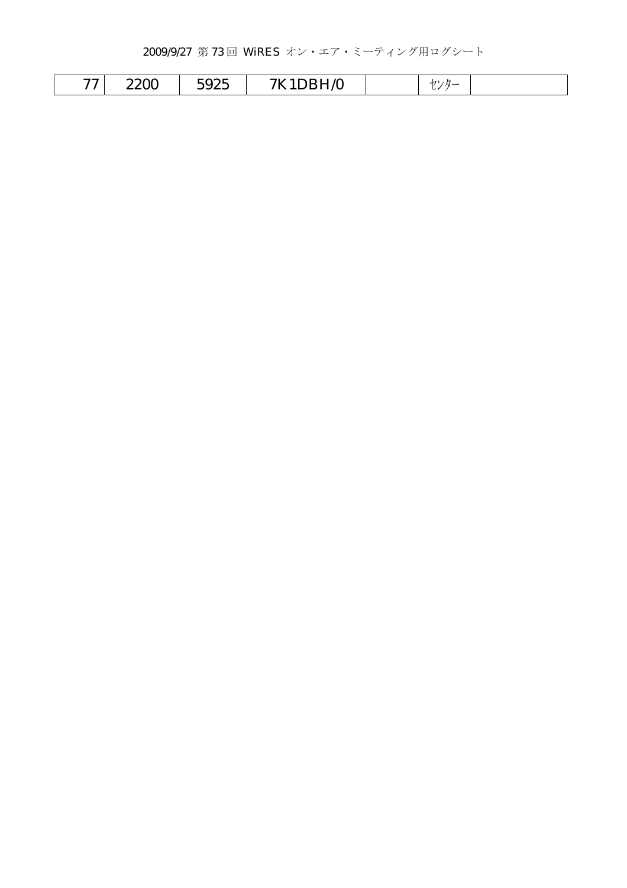| | | | | | | |
|---|---|---|---|---|---|---|
| 77 | 2200 | 5925 | 7K1DBH/0 | | ｾﾝﾀｰ | |